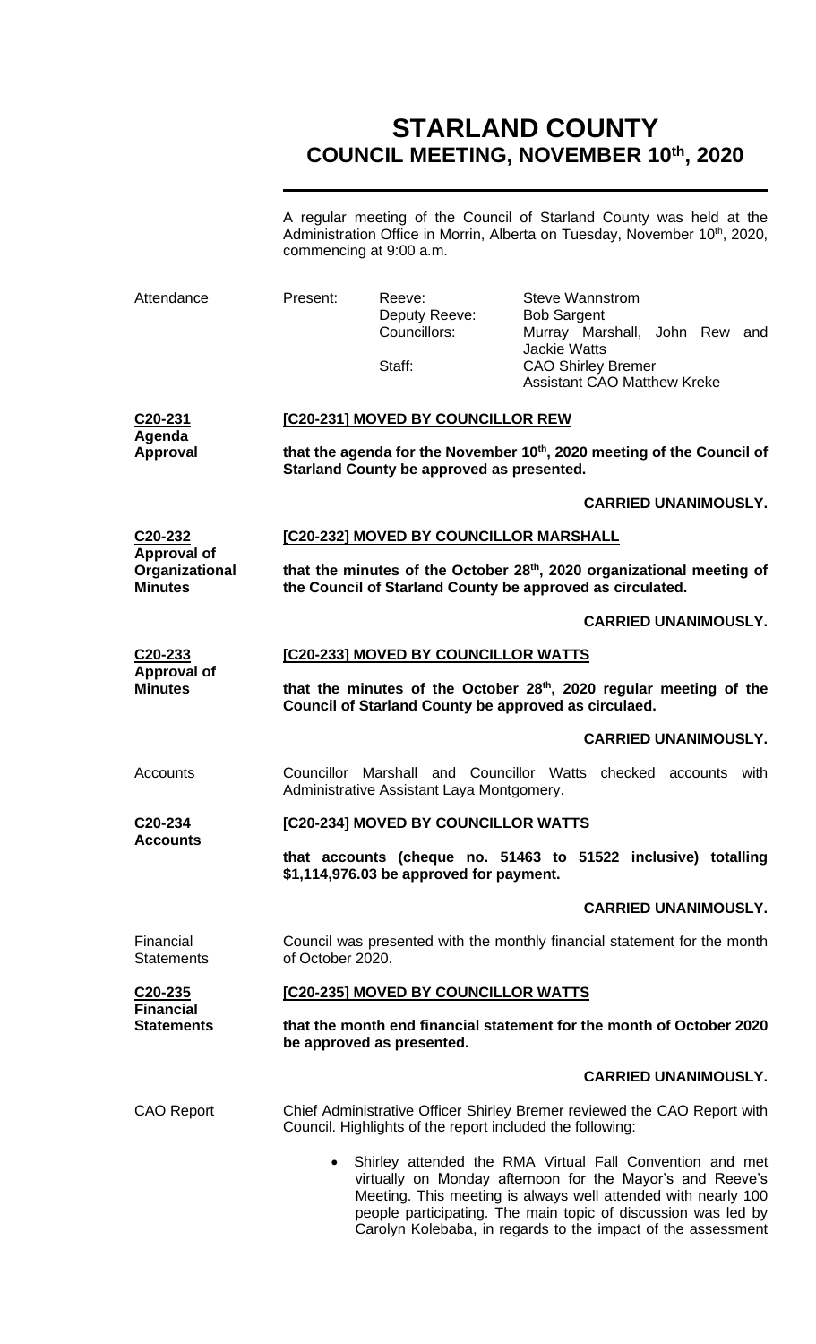# STARLAND COUNTY
## COUNCIL MEETING, NOVEMBER 10th, 2020

A regular meeting of the Council of Starland County was held at the Administration Office in Morrin, Alberta on Tuesday, November 10th, 2020, commencing at 9:00 a.m.

**Attendance**

| Present: | | |
|---|---|---|
| | Reeve: | Steve Wannstrom |
| | Deputy Reeve: | Bob Sargent |
| | Councillors: | Murray Marshall, John Rew and Jackie Watts |
| | Staff: | CAO Shirley Bremer<br>Assistant CAO Matthew Kreke |

**C20-231 Agenda Approval**

**[C20-231] MOVED BY COUNCILLOR REW**

**that the agenda for the November 10th, 2020 meeting of the Council of Starland County be approved as presented.**

**CARRIED UNANIMOUSLY.**

**C20-232 Approval of Organizational Minutes**

**[C20-232] MOVED BY COUNCILLOR MARSHALL**

**that the minutes of the October 28th, 2020 organizational meeting of the Council of Starland County be approved as circulated.**

**CARRIED UNANIMOUSLY.**

**C20-233 Approval of Minutes**

**[C20-233] MOVED BY COUNCILLOR WATTS**

**that the minutes of the October 28th, 2020 regular meeting of the Council of Starland County be approved as circulaed.**

**CARRIED UNANIMOUSLY.**

Accounts

Councillor Marshall and Councillor Watts checked accounts with Administrative Assistant Laya Montgomery.

**C20-234 Accounts**

**[C20-234] MOVED BY COUNCILLOR WATTS**

**that accounts (cheque no. 51463 to 51522 inclusive) totalling $1,114,976.03 be approved for payment.**

**CARRIED UNANIMOUSLY.**

Financial Statements

Council was presented with the monthly financial statement for the month of October 2020.

**C20-235 Financial Statements**

**[C20-235] MOVED BY COUNCILLOR WATTS**

**that the month end financial statement for the month of October 2020 be approved as presented.**

**CARRIED UNANIMOUSLY.**

CAO Report

Chief Administrative Officer Shirley Bremer reviewed the CAO Report with Council. Highlights of the report included the following:

- Shirley attended the RMA Virtual Fall Convention and met virtually on Monday afternoon for the Mayor's and Reeve's Meeting. This meeting is always well attended with nearly 100 people participating. The main topic of discussion was led by Carolyn Kolebaba, in regards to the impact of the assessment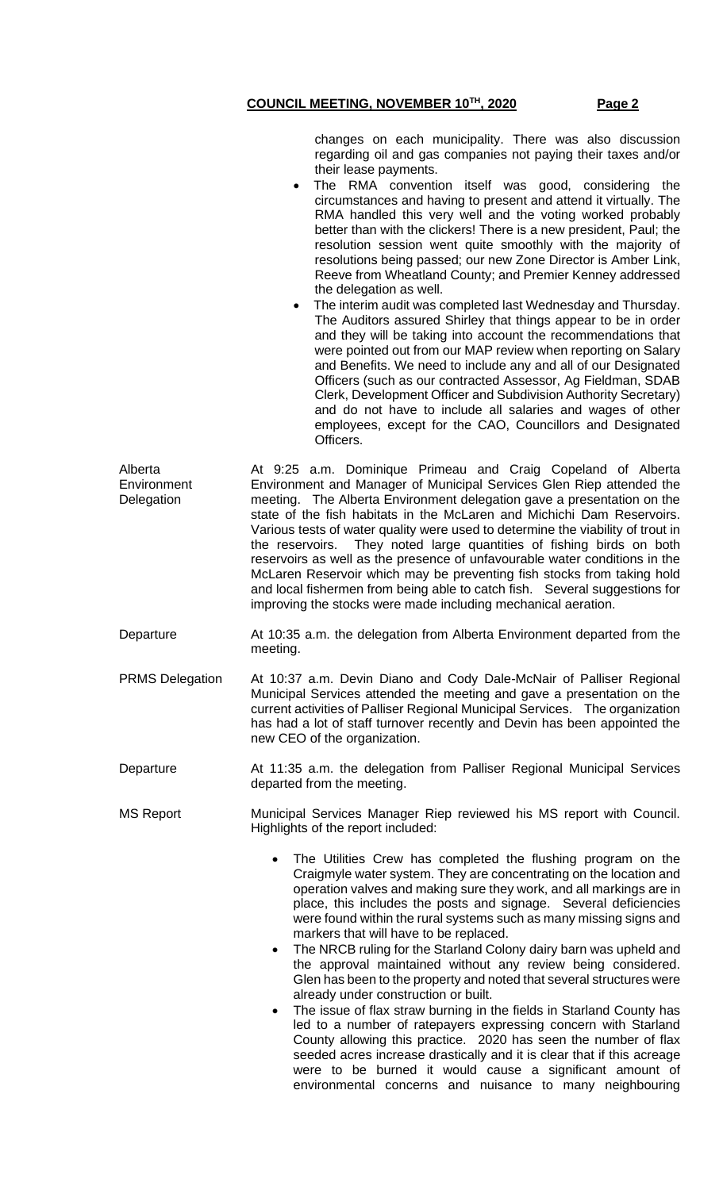changes on each municipality. There was also discussion regarding oil and gas companies not paying their taxes and/or their lease payments.

- The RMA convention itself was good, considering the circumstances and having to present and attend it virtually. The RMA handled this very well and the voting worked probably better than with the clickers! There is a new president, Paul; the resolution session went quite smoothly with the majority of resolutions being passed; our new Zone Director is Amber Link, Reeve from Wheatland County; and Premier Kenney addressed the delegation as well.
- The interim audit was completed last Wednesday and Thursday. The Auditors assured Shirley that things appear to be in order and they will be taking into account the recommendations that were pointed out from our MAP review when reporting on Salary and Benefits. We need to include any and all of our Designated Officers (such as our contracted Assessor, Ag Fieldman, SDAB Clerk, Development Officer and Subdivision Authority Secretary) and do not have to include all salaries and wages of other employees, except for the CAO, Councillors and Designated Officers.

**Alberta Environment Delegation**

At 9:25 a.m. Dominique Primeau and Craig Copeland of Alberta Environment and Manager of Municipal Services Glen Riep attended the meeting. The Alberta Environment delegation gave a presentation on the state of the fish habitats in the McLaren and Michichi Dam Reservoirs. Various tests of water quality were used to determine the viability of trout in the reservoirs. They noted large quantities of fishing birds on both reservoirs as well as the presence of unfavourable water conditions in the McLaren Reservoir which may be preventing fish stocks from taking hold and local fishermen from being able to catch fish. Several suggestions for improving the stocks were made including mechanical aeration.

**Departure**

At 10:35 a.m. the delegation from Alberta Environment departed from the meeting.

**PRMS Delegation**

At 10:37 a.m. Devin Diano and Cody Dale-McNair of Palliser Regional Municipal Services attended the meeting and gave a presentation on the current activities of Palliser Regional Municipal Services. The organization has had a lot of staff turnover recently and Devin has been appointed the new CEO of the organization.

**Departure**

At 11:35 a.m. the delegation from Palliser Regional Municipal Services departed from the meeting.

**MS Report**

Municipal Services Manager Riep reviewed his MS report with Council. Highlights of the report included:

- The Utilities Crew has completed the flushing program on the Craigmyle water system. They are concentrating on the location and operation valves and making sure they work, and all markings are in place, this includes the posts and signage. Several deficiencies were found within the rural systems such as many missing signs and markers that will have to be replaced.
- The NRCB ruling for the Starland Colony dairy barn was upheld and the approval maintained without any review being considered. Glen has been to the property and noted that several structures were already under construction or built.
- The issue of flax straw burning in the fields in Starland County has led to a number of ratepayers expressing concern with Starland County allowing this practice. 2020 has seen the number of flax seeded acres increase drastically and it is clear that if this acreage were to be burned it would cause a significant amount of environmental concerns and nuisance to many neighbouring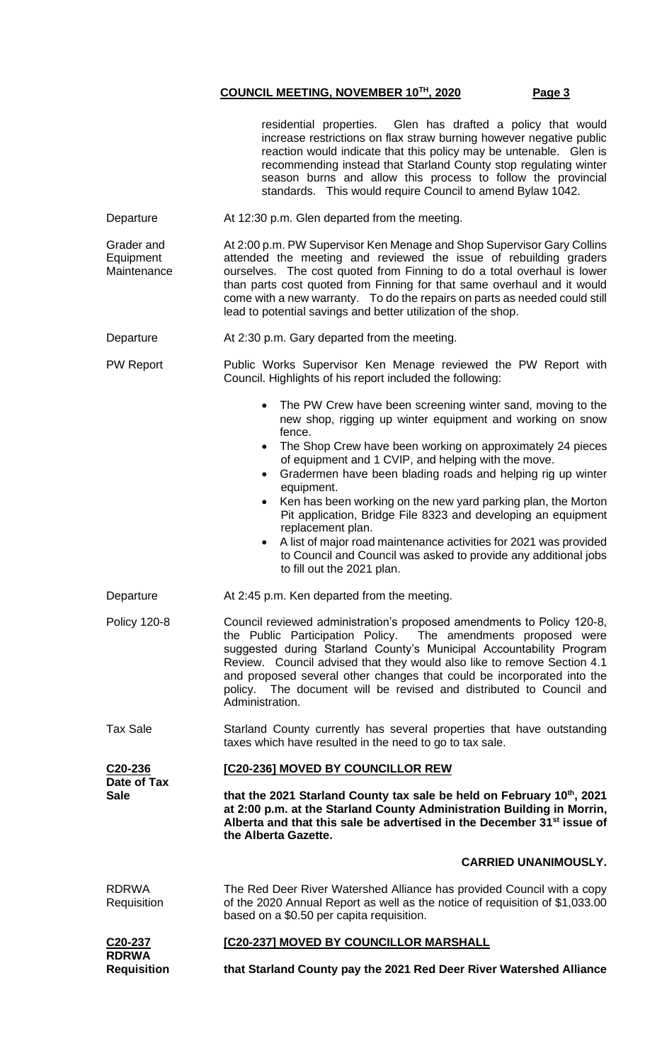residential properties. Glen has drafted a policy that would increase restrictions on flax straw burning however negative public reaction would indicate that this policy may be untenable. Glen is recommending instead that Starland County stop regulating winter season burns and allow this process to follow the provincial standards. This would require Council to amend Bylaw 1042.

**Departure**

At 12:30 p.m. Glen departed from the meeting.

**Grader and Equipment Maintenance**

At 2:00 p.m. PW Supervisor Ken Menage and Shop Supervisor Gary Collins attended the meeting and reviewed the issue of rebuilding graders ourselves. The cost quoted from Finning to do a total overhaul is lower than parts cost quoted from Finning for that same overhaul and it would come with a new warranty. To do the repairs on parts as needed could still lead to potential savings and better utilization of the shop.

**Departure**

At 2:30 p.m. Gary departed from the meeting.

**PW Report**

Public Works Supervisor Ken Menage reviewed the PW Report with Council. Highlights of his report included the following:

- The PW Crew have been screening winter sand, moving to the new shop, rigging up winter equipment and working on snow fence.
- The Shop Crew have been working on approximately 24 pieces of equipment and 1 CVIP, and helping with the move.
- Gradermen have been blading roads and helping rig up winter equipment.
- Ken has been working on the new yard parking plan, the Morton Pit application, Bridge File 8323 and developing an equipment replacement plan.
- A list of major road maintenance activities for 2021 was provided to Council and Council was asked to provide any additional jobs to fill out the 2021 plan.

**Departure**

At 2:45 p.m. Ken departed from the meeting.

**Policy 120-8**

Council reviewed administration's proposed amendments to Policy 120-8, the Public Participation Policy. The amendments proposed were suggested during Starland County's Municipal Accountability Program Review. Council advised that they would also like to remove Section 4.1 and proposed several other changes that could be incorporated into the policy. The document will be revised and distributed to Council and Administration.

**Tax Sale**

Starland County currently has several properties that have outstanding taxes which have resulted in the need to go to tax sale.

**C20-236 Date of Tax Sale**

**[C20-236] MOVED BY COUNCILLOR REW**

**that the 2021 Starland County tax sale be held on February 10th, 2021 at 2:00 p.m. at the Starland County Administration Building in Morrin, Alberta and that this sale be advertised in the December 31st issue of the Alberta Gazette.**

**CARRIED UNANIMOUSLY.**

**RDRWA Requisition**

The Red Deer River Watershed Alliance has provided Council with a copy of the 2020 Annual Report as well as the notice of requisition of $1,033.00 based on a $0.50 per capita requisition.

**C20-237 RDRWA Requisition**

**[C20-237] MOVED BY COUNCILLOR MARSHALL**

**that Starland County pay the 2021 Red Deer River Watershed Alliance**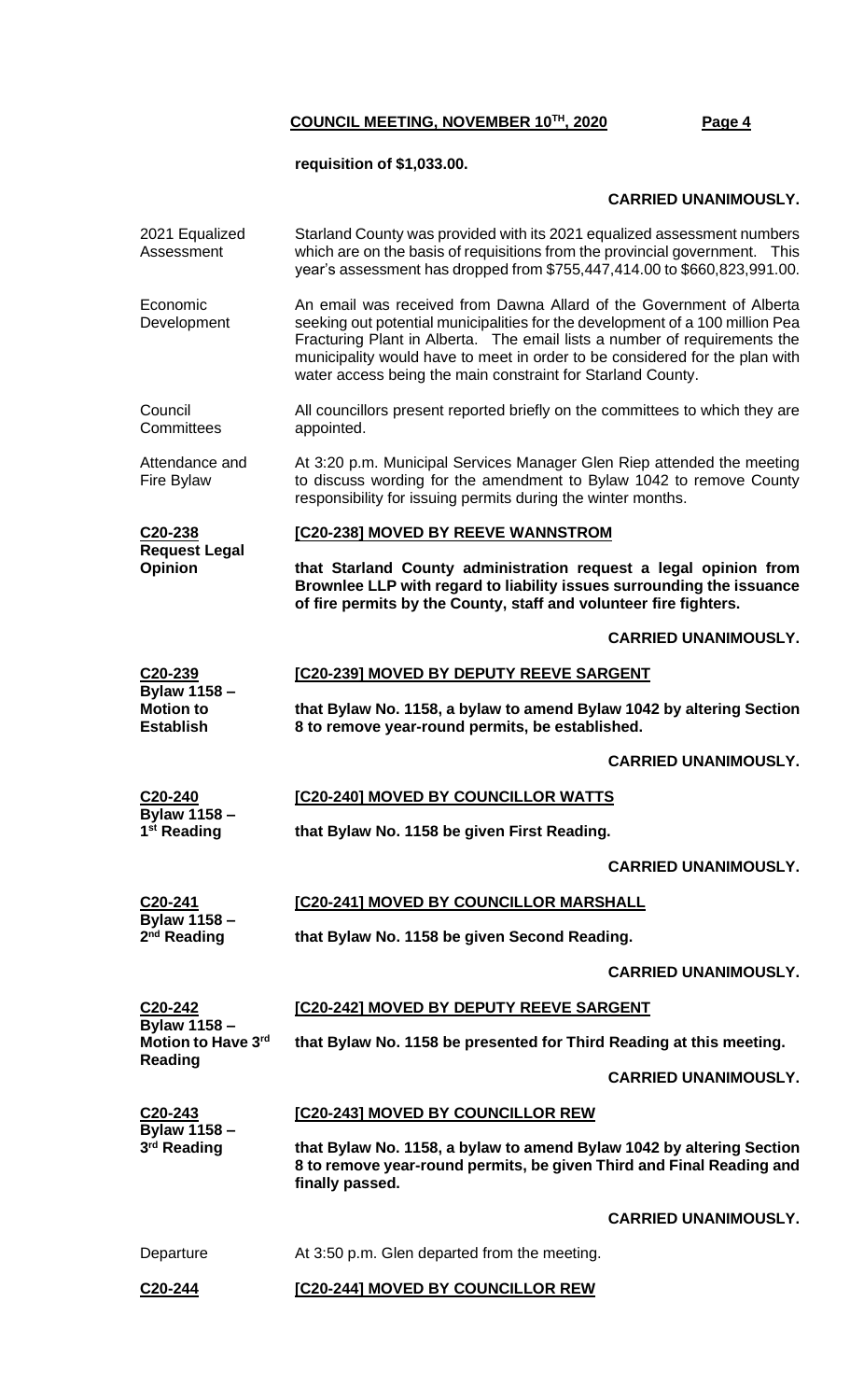**requisition of $1,033.00.**

**CARRIED UNANIMOUSLY.**

2021 Equalized Assessment

Starland County was provided with its 2021 equalized assessment numbers which are on the basis of requisitions from the provincial government. This year's assessment has dropped from $755,447,414.00 to $660,823,991.00.

Economic Development

An email was received from Dawna Allard of the Government of Alberta seeking out potential municipalities for the development of a 100 million Pea Fracturing Plant in Alberta. The email lists a number of requirements the municipality would have to meet in order to be considered for the plan with water access being the main constraint for Starland County.

Council Committees

All councillors present reported briefly on the committees to which they are appointed.

Attendance and Fire Bylaw

At 3:20 p.m. Municipal Services Manager Glen Riep attended the meeting to discuss wording for the amendment to Bylaw 1042 to remove County responsibility for issuing permits during the winter months.

**C20-238**
**Request Legal Opinion**

**[C20-238] MOVED BY REEVE WANNSTROM**

**that Starland County administration request a legal opinion from Brownlee LLP with regard to liability issues surrounding the issuance of fire permits by the County, staff and volunteer fire fighters.**

**CARRIED UNANIMOUSLY.**

**C20-239**
**Bylaw 1158 – Motion to Establish**

**[C20-239] MOVED BY DEPUTY REEVE SARGENT**

**that Bylaw No. 1158, a bylaw to amend Bylaw 1042 by altering Section 8 to remove year-round permits, be established.**

**CARRIED UNANIMOUSLY.**

**C20-240**
**Bylaw 1158 – 1st Reading**

**[C20-240] MOVED BY COUNCILLOR WATTS**

**that Bylaw No. 1158 be given First Reading.**

**CARRIED UNANIMOUSLY.**

**C20-241**
**Bylaw 1158 – 2nd Reading**

**[C20-241] MOVED BY COUNCILLOR MARSHALL**

**that Bylaw No. 1158 be given Second Reading.**

**CARRIED UNANIMOUSLY.**

**C20-242**
**Bylaw 1158 – Motion to Have 3rd Reading**

**[C20-242] MOVED BY DEPUTY REEVE SARGENT**

**that Bylaw No. 1158 be presented for Third Reading at this meeting.**

**CARRIED UNANIMOUSLY.**

**C20-243**
**Bylaw 1158 – 3rd Reading**

**[C20-243] MOVED BY COUNCILLOR REW**

**that Bylaw No. 1158, a bylaw to amend Bylaw 1042 by altering Section 8 to remove year-round permits, be given Third and Final Reading and finally passed.**

**CARRIED UNANIMOUSLY.**

Departure

At 3:50 p.m. Glen departed from the meeting.

**C20-244**

**[C20-244] MOVED BY COUNCILLOR REW**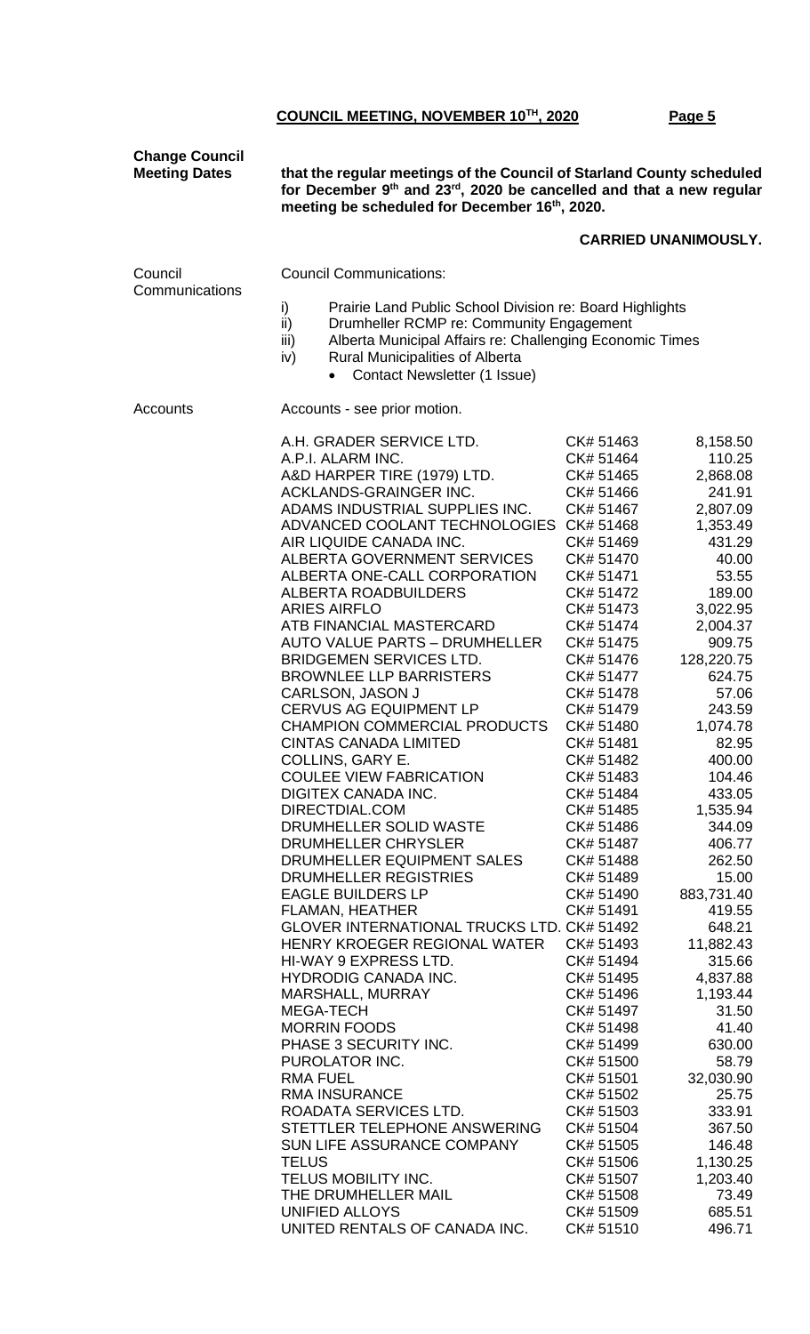**COUNCIL MEETING, NOVEMBER 10TH, 2020**

**Change Council Meeting Dates**

**that the regular meetings of the Council of Starland County scheduled for December 9th and 23rd, 2020 be cancelled and that a new regular meeting be scheduled for December 16th, 2020.**

**CARRIED UNANIMOUSLY.**

Council Communications

Council Communications:

i) Prairie Land Public School Division re: Board Highlights
ii) Drumheller RCMP re: Community Engagement
iii) Alberta Municipal Affairs re: Challenging Economic Times
iv) Rural Municipalities of Alberta
   - Contact Newsletter (1 Issue)

Accounts

Accounts - see prior motion.

| Vendor | Cheque | Amount |
|---|---|---|
| A.H. GRADER SERVICE LTD. | CK# 51463 | 8,158.50 |
| A.P.I. ALARM INC. | CK# 51464 | 110.25 |
| A&D HARPER TIRE (1979) LTD. | CK# 51465 | 2,868.08 |
| ACKLANDS-GRAINGER INC. | CK# 51466 | 241.91 |
| ADAMS INDUSTRIAL SUPPLIES INC. | CK# 51467 | 2,807.09 |
| ADVANCED COOLANT TECHNOLOGIES | CK# 51468 | 1,353.49 |
| AIR LIQUIDE CANADA INC. | CK# 51469 | 431.29 |
| ALBERTA GOVERNMENT SERVICES | CK# 51470 | 40.00 |
| ALBERTA ONE-CALL CORPORATION | CK# 51471 | 53.55 |
| ALBERTA ROADBUILDERS | CK# 51472 | 189.00 |
| ARIES AIRFLO | CK# 51473 | 3,022.95 |
| ATB FINANCIAL MASTERCARD | CK# 51474 | 2,004.37 |
| AUTO VALUE PARTS – DRUMHELLER | CK# 51475 | 909.75 |
| BRIDGEMEN SERVICES LTD. | CK# 51476 | 128,220.75 |
| BROWNLEE LLP BARRISTERS | CK# 51477 | 624.75 |
| CARLSON, JASON J | CK# 51478 | 57.06 |
| CERVUS AG EQUIPMENT LP | CK# 51479 | 243.59 |
| CHAMPION COMMERCIAL PRODUCTS | CK# 51480 | 1,074.78 |
| CINTAS CANADA LIMITED | CK# 51481 | 82.95 |
| COLLINS, GARY E. | CK# 51482 | 400.00 |
| COULEE VIEW FABRICATION | CK# 51483 | 104.46 |
| DIGITEX CANADA INC. | CK# 51484 | 433.05 |
| DIRECTDIAL.COM | CK# 51485 | 1,535.94 |
| DRUMHELLER SOLID WASTE | CK# 51486 | 344.09 |
| DRUMHELLER CHRYSLER | CK# 51487 | 406.77 |
| DRUMHELLER EQUIPMENT SALES | CK# 51488 | 262.50 |
| DRUMHELLER REGISTRIES | CK# 51489 | 15.00 |
| EAGLE BUILDERS LP | CK# 51490 | 883,731.40 |
| FLAMAN, HEATHER | CK# 51491 | 419.55 |
| GLOVER INTERNATIONAL TRUCKS LTD. | CK# 51492 | 648.21 |
| HENRY KROEGER REGIONAL WATER | CK# 51493 | 11,882.43 |
| HI-WAY 9 EXPRESS LTD. | CK# 51494 | 315.66 |
| HYDRODIG CANADA INC. | CK# 51495 | 4,837.88 |
| MARSHALL, MURRAY | CK# 51496 | 1,193.44 |
| MEGA-TECH | CK# 51497 | 31.50 |
| MORRIN FOODS | CK# 51498 | 41.40 |
| PHASE 3 SECURITY INC. | CK# 51499 | 630.00 |
| PUROLATOR INC. | CK# 51500 | 58.79 |
| RMA FUEL | CK# 51501 | 32,030.90 |
| RMA INSURANCE | CK# 51502 | 25.75 |
| ROADATA SERVICES LTD. | CK# 51503 | 333.91 |
| STETTLER TELEPHONE ANSWERING | CK# 51504 | 367.50 |
| SUN LIFE ASSURANCE COMPANY | CK# 51505 | 146.48 |
| TELUS | CK# 51506 | 1,130.25 |
| TELUS MOBILITY INC. | CK# 51507 | 1,203.40 |
| THE DRUMHELLER MAIL | CK# 51508 | 73.49 |
| UNIFIED ALLOYS | CK# 51509 | 685.51 |
| UNITED RENTALS OF CANADA INC. | CK# 51510 | 496.71 |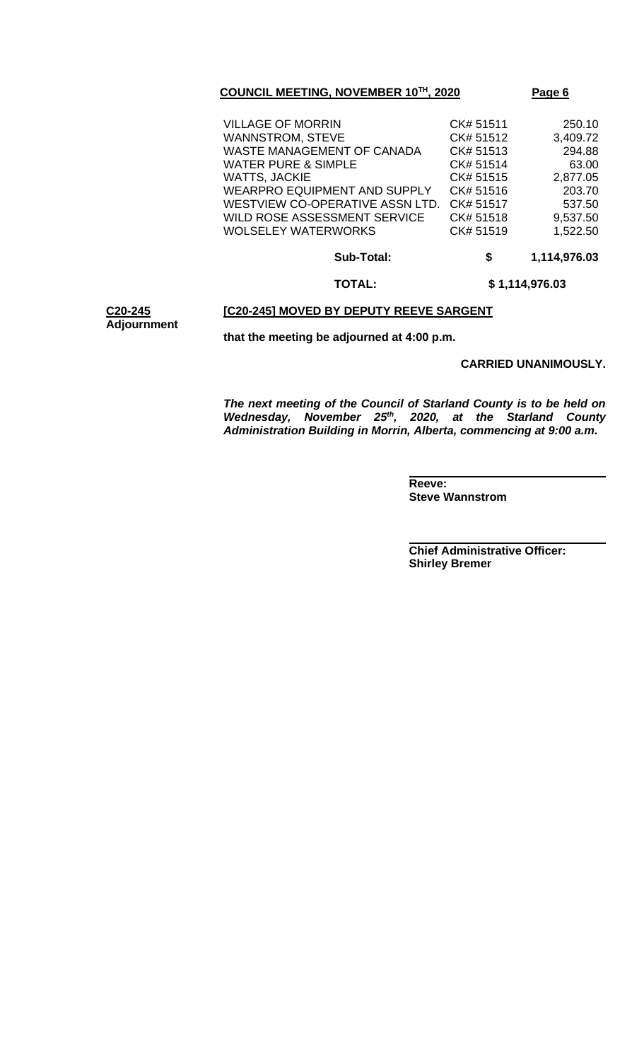| | | |
|---|---|---|
| VILLAGE OF MORRIN | CK# 51511 | 250.10 |
| WANNSTROM, STEVE | CK# 51512 | 3,409.72 |
| WASTE MANAGEMENT OF CANADA | CK# 51513 | 294.88 |
| WATER PURE & SIMPLE | CK# 51514 | 63.00 |
| WATTS, JACKIE | CK# 51515 | 2,877.05 |
| WEARPRO EQUIPMENT AND SUPPLY | CK# 51516 | 203.70 |
| WESTVIEW CO-OPERATIVE ASSN LTD. | CK# 51517 | 537.50 |
| WILD ROSE ASSESSMENT SERVICE | CK# 51518 | 9,537.50 |
| WOLSELEY WATERWORKS | CK# 51519 | 1,522.50 |
| **Sub-Total:** | **$** | **1,114,976.03** |
| **TOTAL:** | | **$ 1,114,976.03** |

**C20-245**
**Adjournment**

**[C20-245] MOVED BY DEPUTY REEVE SARGENT**

**that the meeting be adjourned at 4:00 p.m.**

**CARRIED UNANIMOUSLY.**

***The next meeting of the Council of Starland County is to be held on Wednesday, November 25th, 2020, at the Starland County Administration Building in Morrin, Alberta, commencing at 9:00 a.m.***

**Reeve:**
**Steve Wannstrom**

**Chief Administrative Officer:**
**Shirley Bremer**